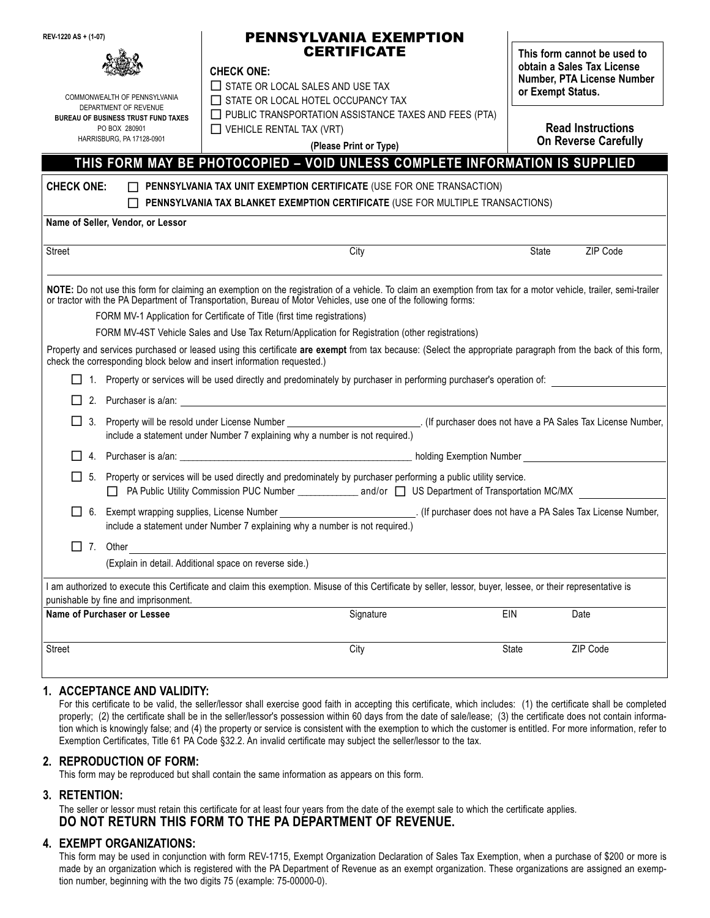REV-1220 AS + (1-07)

COMMONWEALTH OF PENNSYLVANIA
DEPARTMENT OF REVENUE
**BUREAU OF BUSINESS TRUST FUND TAXES**
PO BOX 280901
HARRISBURG, PA 17128-0901

# PENNSYLVANIA EXEMPTION CERTIFICATE

**CHECK ONE:**

☐ STATE OR LOCAL SALES AND USE TAX
☐ STATE OR LOCAL HOTEL OCCUPANCY TAX
☐ PUBLIC TRANSPORTATION ASSISTANCE TAXES AND FEES (PTA)
☐ VEHICLE RENTAL TAX (VRT)

**(Please Print or Type)**

**This form cannot be used to obtain a Sales Tax License Number, PTA License Number or Exempt Status.**

**Read Instructions On Reverse Carefully**

## THIS FORM MAY BE PHOTOCOPIED – VOID UNLESS COMPLETE INFORMATION IS SUPPLIED

**CHECK ONE:** ☐ **PENNSYLVANIA TAX UNIT EXEMPTION CERTIFICATE** (USE FOR ONE TRANSACTION)
☐ **PENNSYLVANIA TAX BLANKET EXEMPTION CERTIFICATE** (USE FOR MULTIPLE TRANSACTIONS)

**Name of Seller, Vendor, or Lessor**

Street | City | State | ZIP Code

**NOTE:** Do not use this form for claiming an exemption on the registration of a vehicle. To claim an exemption from tax for a motor vehicle, trailer, semi-trailer or tractor with the PA Department of Transportation, Bureau of Motor Vehicles, use one of the following forms:

FORM MV-1 Application for Certificate of Title (first time registrations)

FORM MV-4ST Vehicle Sales and Use Tax Return/Application for Registration (other registrations)

Property and services purchased or leased using this certificate **are exempt** from tax because: (Select the appropriate paragraph from the back of this form, check the corresponding block below and insert information requested.)

☐ 1. Property or services will be used directly and predominately by purchaser in performing purchaser's operation of: ______________________

☐ 2. Purchaser is a/an: ______________________

☐ 3. Property will be resold under License Number ______________________. (If purchaser does not have a PA Sales Tax License Number, include a statement under Number 7 explaining why a number is not required.)

☐ 4. Purchaser is a/an: ______________________ holding Exemption Number ______________________

☐ 5. Property or services will be used directly and predominately by purchaser performing a public utility service.
☐ PA Public Utility Commission PUC Number ____________ and/or ☐ US Department of Transportation MC/MX ____________

☐ 6. Exempt wrapping supplies, License Number ______________________. (If purchaser does not have a PA Sales Tax License Number, include a statement under Number 7 explaining why a number is not required.)

☐ 7. Other ______________________
(Explain in detail. Additional space on reverse side.)

I am authorized to execute this Certificate and claim this exemption. Misuse of this Certificate by seller, lessor, buyer, lessee, or their representative is punishable by fine and imprisonment.

**Name of Purchaser or Lessee** | Signature | EIN | Date

Street | City | State | ZIP Code

## 1. ACCEPTANCE AND VALIDITY:

For this certificate to be valid, the seller/lessor shall exercise good faith in accepting this certificate, which includes: (1) the certificate shall be completed properly; (2) the certificate shall be in the seller/lessor's possession within 60 days from the date of sale/lease; (3) the certificate does not contain information which is knowingly false; and (4) the property or service is consistent with the exemption to which the customer is entitled. For more information, refer to Exemption Certificates, Title 61 PA Code §32.2. An invalid certificate may subject the seller/lessor to the tax.

## 2. REPRODUCTION OF FORM:

This form may be reproduced but shall contain the same information as appears on this form.

## 3. RETENTION:

The seller or lessor must retain this certificate for at least four years from the date of the exempt sale to which the certificate applies.

**DO NOT RETURN THIS FORM TO THE PA DEPARTMENT OF REVENUE.**

## 4. EXEMPT ORGANIZATIONS:

This form may be used in conjunction with form REV-1715, Exempt Organization Declaration of Sales Tax Exemption, when a purchase of $200 or more is made by an organization which is registered with the PA Department of Revenue as an exempt organization. These organizations are assigned an exemption number, beginning with the two digits 75 (example: 75-00000-0).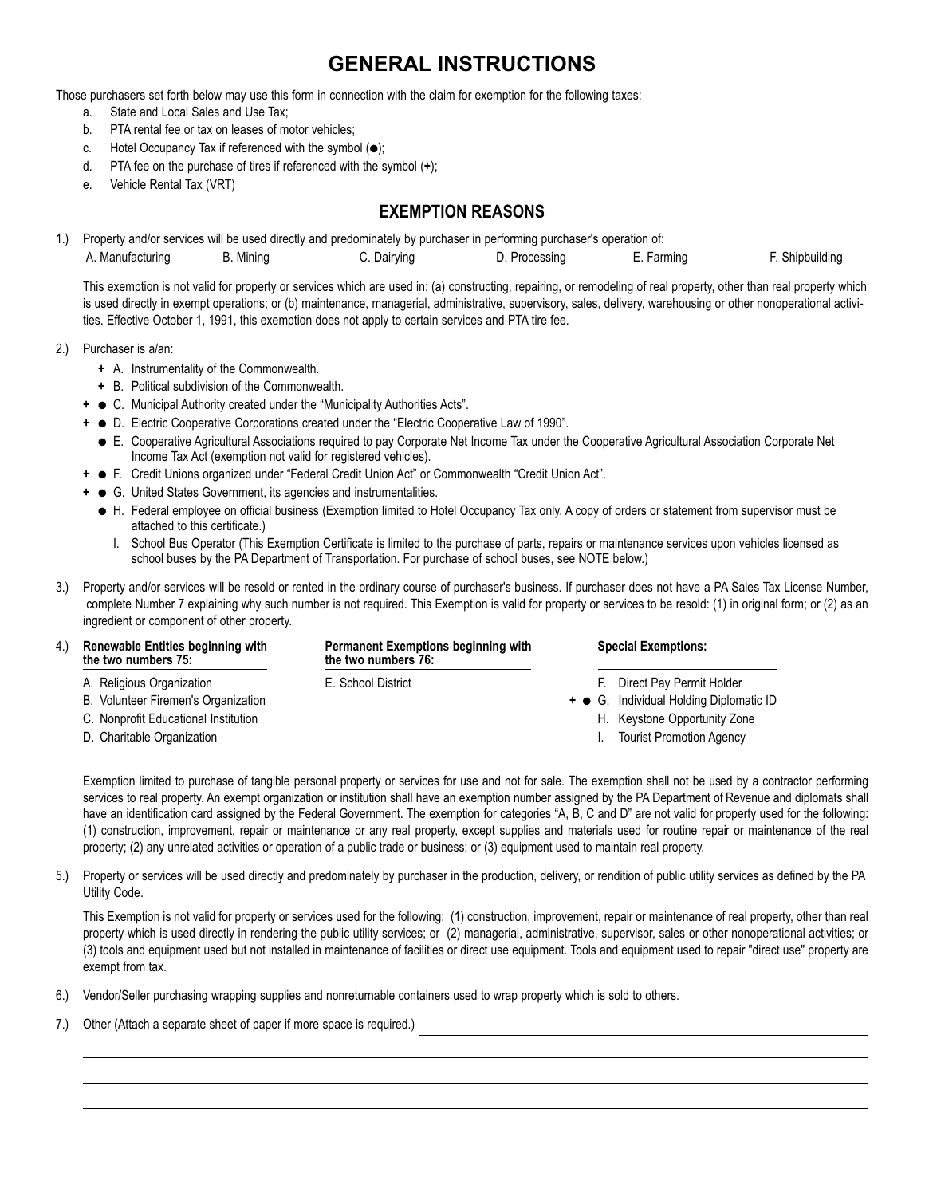# GENERAL INSTRUCTIONS

Those purchasers set forth below may use this form in connection with the claim for exemption for the following taxes:

a. State and Local Sales and Use Tax;
b. PTA rental fee or tax on leases of motor vehicles;
c. Hotel Occupancy Tax if referenced with the symbol (●);
d. PTA fee on the purchase of tires if referenced with the symbol (+);
e. Vehicle Rental Tax (VRT)

## EXEMPTION REASONS

1.) Property and/or services will be used directly and predominately by purchaser in performing purchaser's operation of:

A. Manufacturing B. Mining C. Dairying D. Processing E. Farming F. Shipbuilding

This exemption is not valid for property or services which are used in: (a) constructing, repairing, or remodeling of real property, other than real property which is used directly in exempt operations; or (b) maintenance, managerial, administrative, supervisory, sales, delivery, warehousing or other nonoperational activities. Effective October 1, 1991, this exemption does not apply to certain services and PTA tire fee.

2.) Purchaser is a/an:

- \+ A. Instrumentality of the Commonwealth.
- \+ B. Political subdivision of the Commonwealth.
- \+ ● C. Municipal Authority created under the "Municipality Authorities Acts".
- \+ ● D. Electric Cooperative Corporations created under the "Electric Cooperative Law of 1990".
- ● E. Cooperative Agricultural Associations required to pay Corporate Net Income Tax under the Cooperative Agricultural Association Corporate Net Income Tax Act (exemption not valid for registered vehicles).
- \+ ● F. Credit Unions organized under "Federal Credit Union Act" or Commonwealth "Credit Union Act".
- \+ ● G. United States Government, its agencies and instrumentalities.
- ● H. Federal employee on official business (Exemption limited to Hotel Occupancy Tax only. A copy of orders or statement from supervisor must be attached to this certificate.)
- I. School Bus Operator (This Exemption Certificate is limited to the purchase of parts, repairs or maintenance services upon vehicles licensed as school buses by the PA Department of Transportation. For purchase of school buses, see NOTE below.)

3.) Property and/or services will be resold or rented in the ordinary course of purchaser's business. If purchaser does not have a PA Sales Tax License Number, complete Number 7 explaining why such number is not required. This Exemption is valid for property or services to be resold: (1) in original form; or (2) as an ingredient or component of other property.

4.)

| Renewable Entities beginning with the two numbers 75: | Permanent Exemptions beginning with the two numbers 76: | Special Exemptions: |
|---|---|---|
| A. Religious Organization | E. School District | F. Direct Pay Permit Holder |
| B. Volunteer Firemen's Organization | | + ● G. Individual Holding Diplomatic ID |
| C. Nonprofit Educational Institution | | H. Keystone Opportunity Zone |
| D. Charitable Organization | | I. Tourist Promotion Agency |

Exemption limited to purchase of tangible personal property or services for use and not for sale. The exemption shall not be used by a contractor performing services to real property. An exempt organization or institution shall have an exemption number assigned by the PA Department of Revenue and diplomats shall have an identification card assigned by the Federal Government. The exemption for categories "A, B, C and D" are not valid for property used for the following: (1) construction, improvement, repair or maintenance or any real property, except supplies and materials used for routine repair or maintenance of the real property; (2) any unrelated activities or operation of a public trade or business; or (3) equipment used to maintain real property.

5.) Property or services will be used directly and predominately by purchaser in the production, delivery, or rendition of public utility services as defined by the PA Utility Code.

This Exemption is not valid for property or services used for the following: (1) construction, improvement, repair or maintenance of real property, other than real property which is used directly in rendering the public utility services; or (2) managerial, administrative, supervisor, sales or other nonoperational activities; or (3) tools and equipment used but not installed in maintenance of facilities or direct use equipment. Tools and equipment used to repair "direct use" property are exempt from tax.

6.) Vendor/Seller purchasing wrapping supplies and nonreturnable containers used to wrap property which is sold to others.

7.) Other (Attach a separate sheet of paper if more space is required.) ______________________